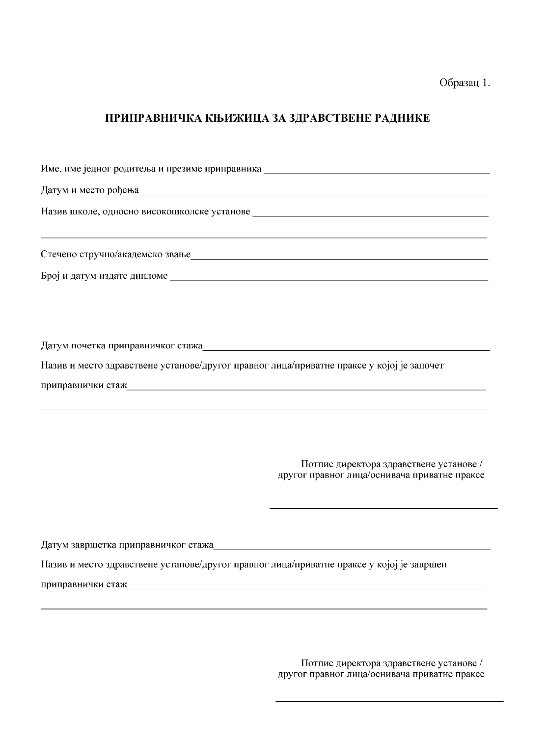Образац 1.

## ПРИПРАВНИЧКА КЊИЖИЦА ЗА ЗДРАВСТВЕНЕ РАДНИКЕ

Име, име једног родитеља и презиме приправника ____________________________________________

Датум и место рођења________________________________________________________________________

Назив школе, односно високошколске установе ____________________________________________

________________________________________________________________________________________

Стечено стручно/академско звање____________________________________________________________

Број и датум издате дипломе ________________________________________________________________

Датум почетка приправничког стажа__________________________________________________________

Назив и место здравствене установе/другог правног лица/приватне праксе у којој је започет

приправнички стаж___________________________________________________________________________

________________________________________________________________________________________

Потпис директора здравствене установе / другог правног лица/оснивача приватне праксе

______________________________________

Датум завршетка приправничког стажа_________________________________________________________

Назив и место здравствене установе/другог правног лица/приватне праксе у којој је завршен

приправнички стаж___________________________________________________________________________

________________________________________________________________________________________

Потпис директора здравствене установе / другог правног лица/оснивача приватне праксе

______________________________________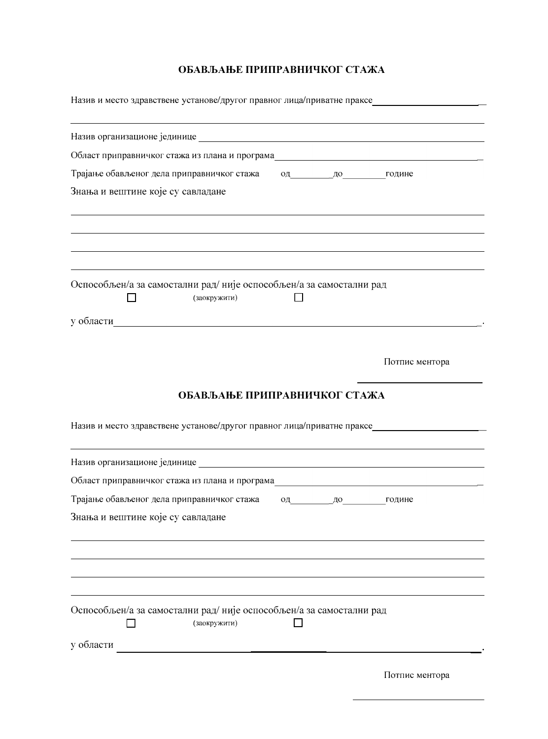## ОБАВЉАЊЕ ПРИПРАВНИЧКОГ СТАЖА

Назив и место здравствене установе/другог правног лица/приватне праксе______________________

_______________________________________________________________________________

Назив организационе јединице ___________________________________________________

Област приправничког стажа из плана и програма___________________________________

Трајање обављеног дела приправничког стажа од________до_________године

Знања и вештине које су савладане

_______________________________________________________________________________

_______________________________________________________________________________

_______________________________________________________________________________

_______________________________________________________________________________

Оспособљен/а за самостални рад/ није оспособљен/а за самостални рад

☐ (заокружити) ☐

у области_______________________________________________________________________.

Потпис ментора

_________________________

## ОБАВЉАЊЕ ПРИПРАВНИЧКОГ СТАЖА

Назив и место здравствене установе/другог правног лица/приватне праксе______________________

_______________________________________________________________________________

Назив организационе јединице ___________________________________________________

Област приправничког стажа из плана и програма___________________________________

Трајање обављеног дела приправничког стажа од________до_________године

Знања и вештине које су савладане

_______________________________________________________________________________

_______________________________________________________________________________

_______________________________________________________________________________

_______________________________________________________________________________

Оспособљен/а за самостални рад/ није оспособљен/а за самостални рад

☐ (заокружити) ☐

у области _______________________________________________________________________.

Потпис ментора

_________________________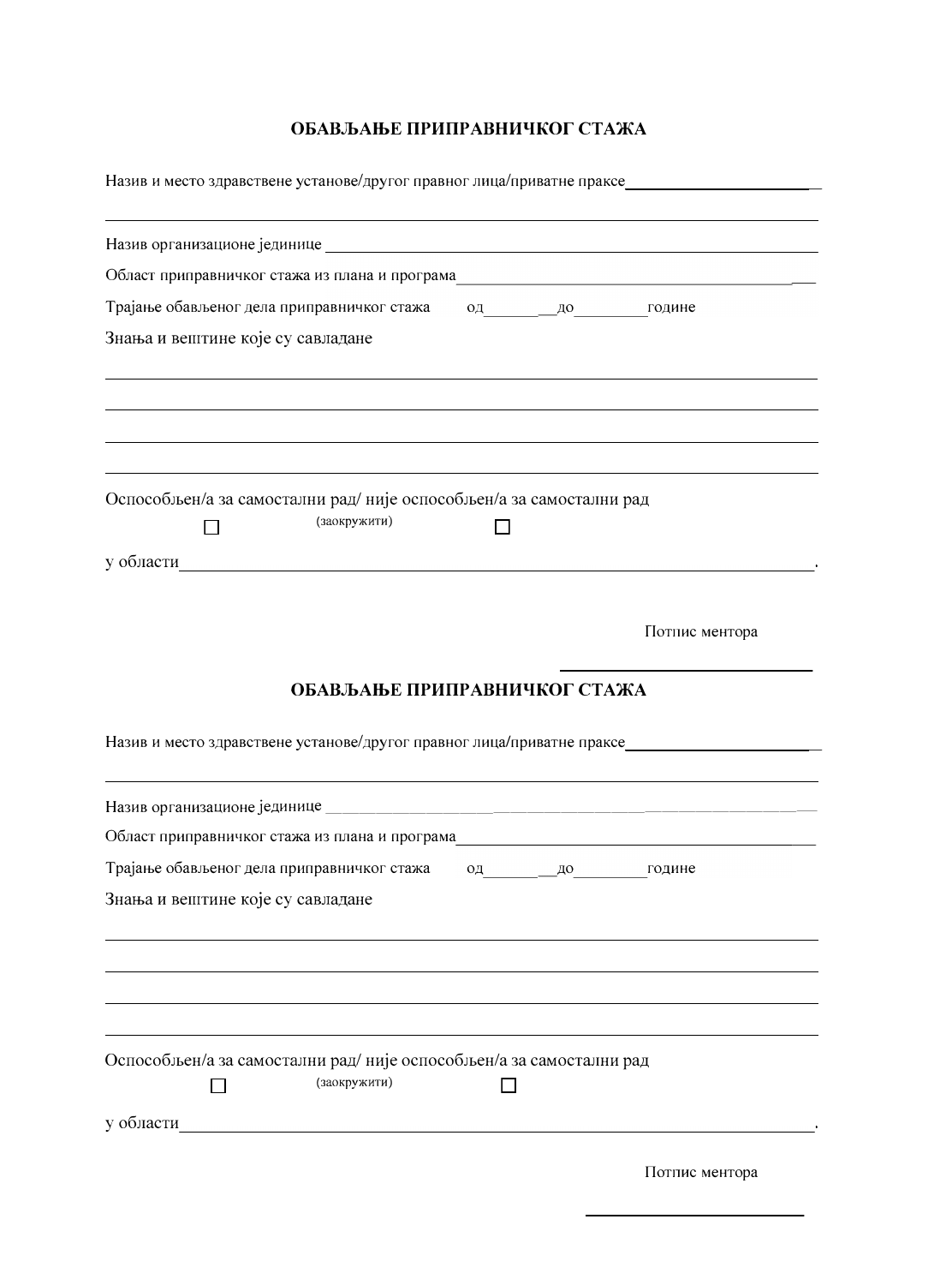## ОБАВЉАЊЕ ПРИПРАВНИЧКОГ СТАЖА

Назив и место здравствене установе/другог правног лица/приватне праксе_______________________

______________________________________________________________________________

Назив организационе јединице ___________________________________________________

Област приправничког стажа из плана и програма_____________________________________

Трајање обављеног дела приправничког стажа од_________до__________године

Знања и вештине које су савладане

______________________________________________________________________________

______________________________________________________________________________

______________________________________________________________________________

______________________________________________________________________________

Оспособљен/а за самостални рад/ није оспособљен/а за самостални рад

☐ (заокружити) ☐

у области_______________________________________________________________________.

Потпис ментора

______________________________

## ОБАВЉАЊЕ ПРИПРАВНИЧКОГ СТАЖА

Назив и место здравствене установе/другог правног лица/приватне праксе_______________________

______________________________________________________________________________

Назив организационе јединице ___________________________________________________

Област приправничког стажа из плана и програма_____________________________________

Трајање обављеног дела приправничког стажа од_________до__________године

Знања и вештине које су савладане

______________________________________________________________________________

______________________________________________________________________________

______________________________________________________________________________

______________________________________________________________________________

Оспособљен/а за самостални рад/ није оспособљен/а за самостални рад

☐ (заокружити) ☐

у области_______________________________________________________________________.

Потпис ментора

______________________________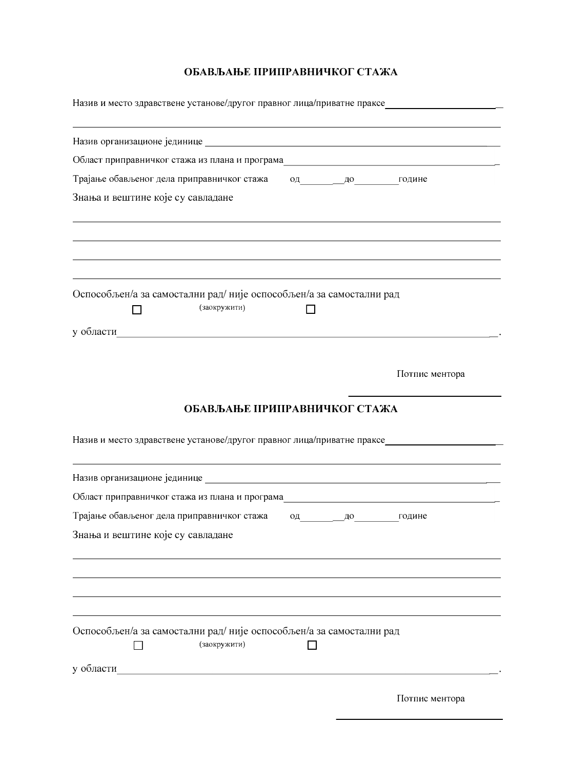## ОБАВЉАЊЕ ПРИПРАВНИЧКОГ СТАЖА

Назив и место здравствене установе/другог правног лица/приватне праксе______________________

___________________________________________________________________________

Назив организационе јединице ___________________________________________________

Област приправничког стажа из плана и програма_________________________________

Трајање обављеног дела приправничког стажа од__________до__________године

Знања и вештине које су савладане

___________________________________________________________________________

___________________________________________________________________________

___________________________________________________________________________

___________________________________________________________________________

Оспособљен/а за самостални рад/ није оспособљен/а за самостални рад

☐ (заокружити) ☐

у области___________________________________________________________________.

Потпис ментора

______________________________

## ОБАВЉАЊЕ ПРИПРАВНИЧКОГ СТАЖА

Назив и место здравствене установе/другог правног лица/приватне праксе______________________

___________________________________________________________________________

Назив организационе јединице ___________________________________________________

Област приправничког стажа из плана и програма_________________________________

Трајање обављеног дела приправничког стажа од__________до__________године

Знања и вештине које су савладане

___________________________________________________________________________

___________________________________________________________________________

___________________________________________________________________________

___________________________________________________________________________

Оспособљен/а за самостални рад/ није оспособљен/а за самостални рад

☐ (заокружити) ☐

у области___________________________________________________________________.

Потпис ментора

______________________________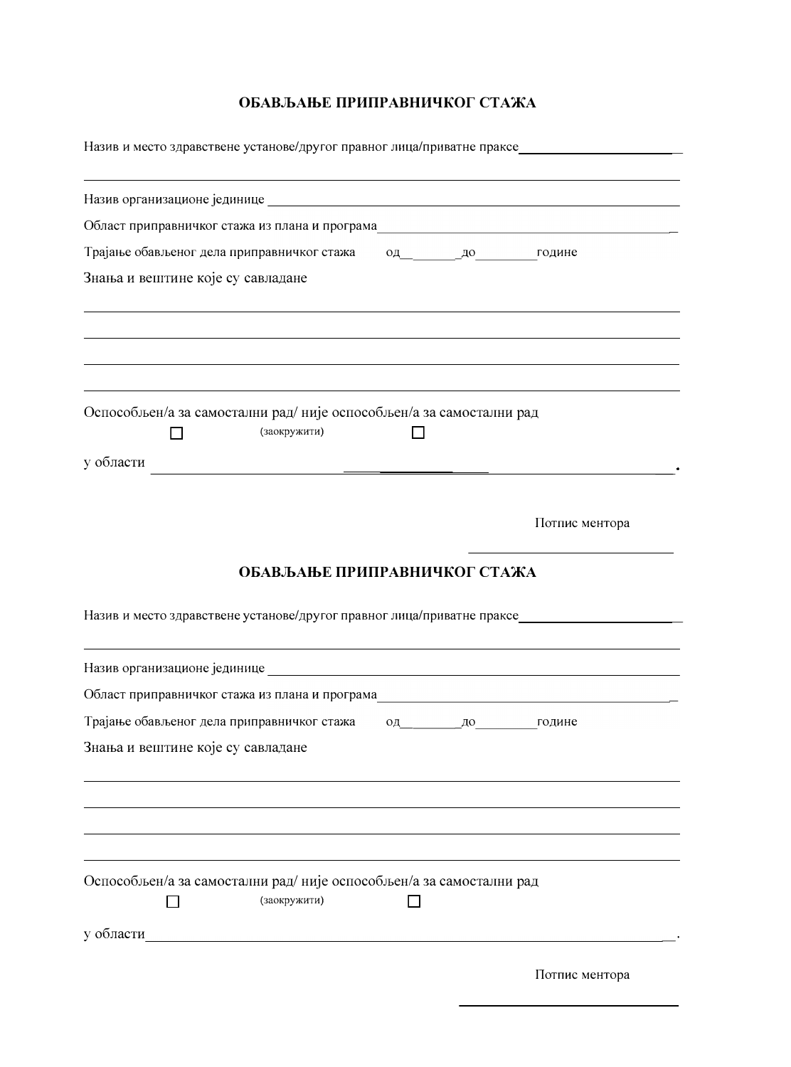## ОБАВЉАЊЕ ПРИПРАВНИЧКОГ СТАЖА

Назив и место здравствене установе/другог правног лица/приватне праксе______________________

______________________________________________________________________________

Назив организационе јединице ______________________________________________________

Област приправничког стажа из плана и програма_______________________________________

Трајање обављеног дела приправничког стажа од__________до__________године

Знања и вештине које су савладане

______________________________________________________________________________

______________________________________________________________________________

______________________________________________________________________________

______________________________________________________________________________

Оспособљен/а за самостални рад/ није оспособљен/а за самостални рад

☐ (заокружити) ☐

у области ____________________________________________________________________.

Потпис ментора

______________________________

## ОБАВЉАЊЕ ПРИПРАВНИЧКОГ СТАЖА

Назив и место здравствене установе/другог правног лица/приватне праксе______________________

______________________________________________________________________________

Назив организационе јединице ______________________________________________________

Област приправничког стажа из плана и програма_______________________________________

Трајање обављеног дела приправничког стажа од__________до__________године

Знања и вештине које су савладане

______________________________________________________________________________

______________________________________________________________________________

______________________________________________________________________________

______________________________________________________________________________

Оспособљен/а за самостални рад/ није оспособљен/а за самостални рад

☐ (заокружити) ☐

у области____________________________________________________________________.

Потпис ментора

______________________________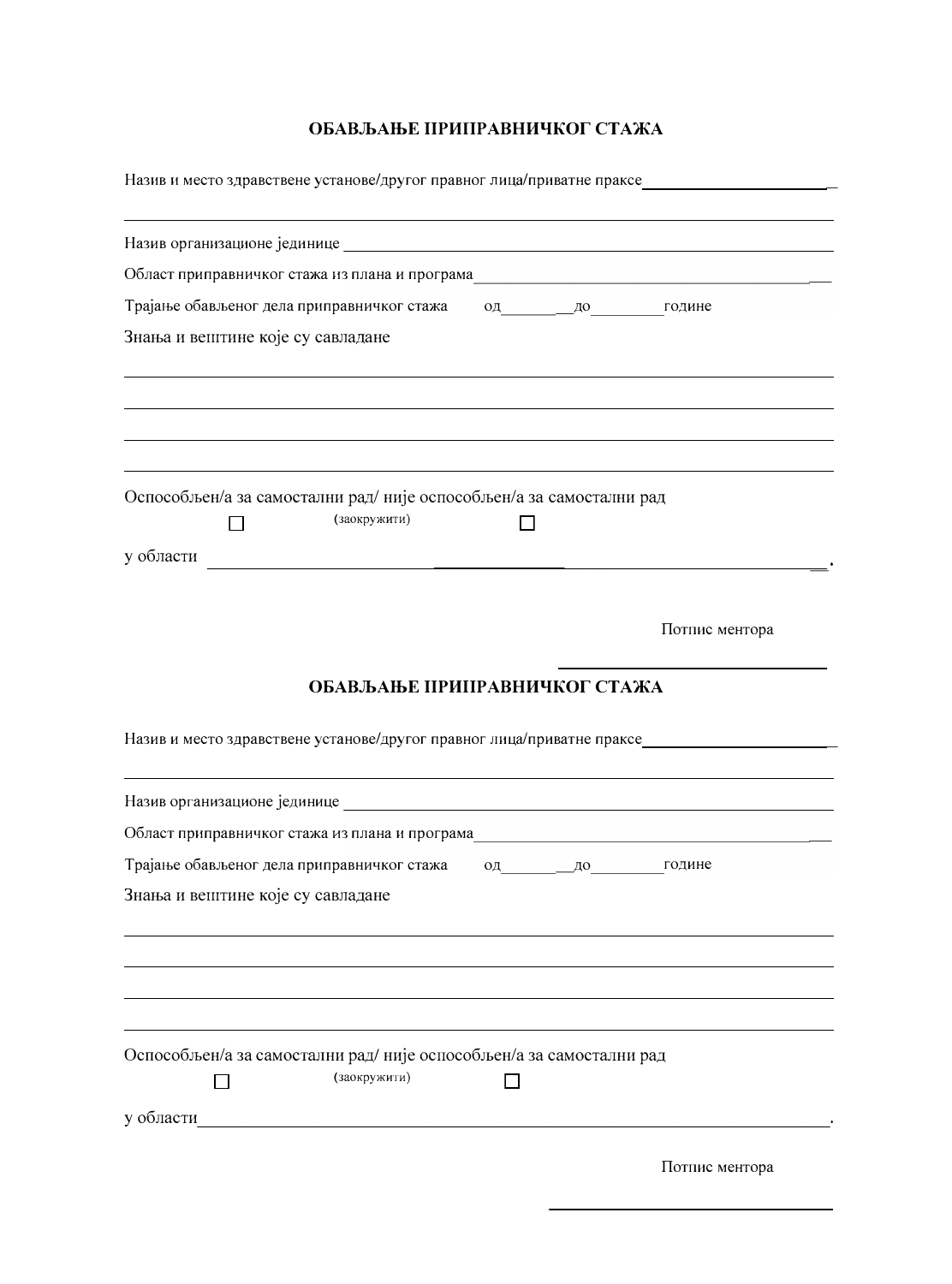## ОБАВЉАЊЕ ПРИПРАВНИЧКОГ СТАЖА

Назив и место здравствене установе/другог правног лица/приватне праксе______________________

______________________________________________________________________________

Назив организационе јединице ______________________________________________________

Област приправничког стажа из плана и програма_______________________________________

Трајање обављеног дела приправничког стажа од________до__________године

Знања и вештине које су савладане

______________________________________________________________________________

______________________________________________________________________________

______________________________________________________________________________

______________________________________________________________________________

Оспособљен/а за самостални рад/ није оспособљен/а за самостални рад

☐ (заокружити) ☐

у области ______________________________________________________________________.

Потпис ментора

______________________________

## ОБАВЉАЊЕ ПРИПРАВНИЧКОГ СТАЖА

Назив и место здравствене установе/другог правног лица/приватне праксе______________________

______________________________________________________________________________

Назив организационе јединице ______________________________________________________

Област приправничког стажа из плана и програма_______________________________________

Трајање обављеног дела приправничког стажа од________до__________године

Знања и вештине које су савладане

______________________________________________________________________________

______________________________________________________________________________

______________________________________________________________________________

______________________________________________________________________________

Оспособљен/а за самостални рад/ није оспособљен/а за самостални рад

☐ (заокружити) ☐

у области______________________________________________________________________.

Потпис ментора

______________________________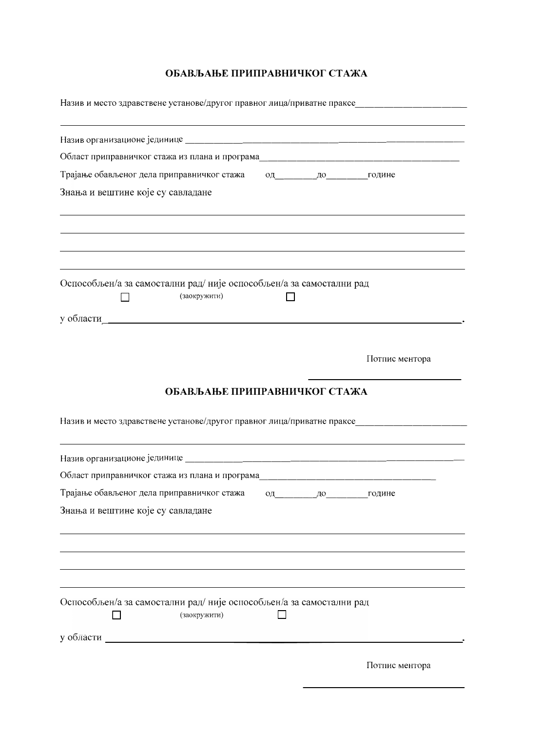## ОБАВЉАЊЕ ПРИПРАВНИЧКОГ СТАЖА

Назив и место здравствене установе/другог правног лица/приватне праксе________________________

___________________________________________________________________________

Назив организационе јединице ____________________________________________________________

Област приправничког стажа из плана и програма___________________________________________

Трајање обављеног дела приправничког стажа од_________до_________године

Знања и вештине које су савладане

___________________________________________________________________________

___________________________________________________________________________

___________________________________________________________________________

___________________________________________________________________________

Оспособљен/а за самостални рад/ није оспособљен/а за самостални рад

☐ (заокружити) ☐

у области___________________________________________________________________.

Потпис ментора

_______________________________

## ОБАВЉАЊЕ ПРИПРАВНИЧКОГ СТАЖА

Назив и место здравствене установе/другог правног лица/приватне праксе________________________

___________________________________________________________________________

Назив организационе јединице ____________________________________________________________

Област приправничког стажа из плана и програма______________________________________

Трајање обављеног дела приправничког стажа од_________до_________године

Знања и вештине које су савладане

___________________________________________________________________________

___________________________________________________________________________

___________________________________________________________________________

___________________________________________________________________________

Оспособљен/а за самостални рад/ није оспособљен/а за самостални рад

☐ (заокружити) ☐

у области ___________________________________________________________________.

Потпис ментора

_______________________________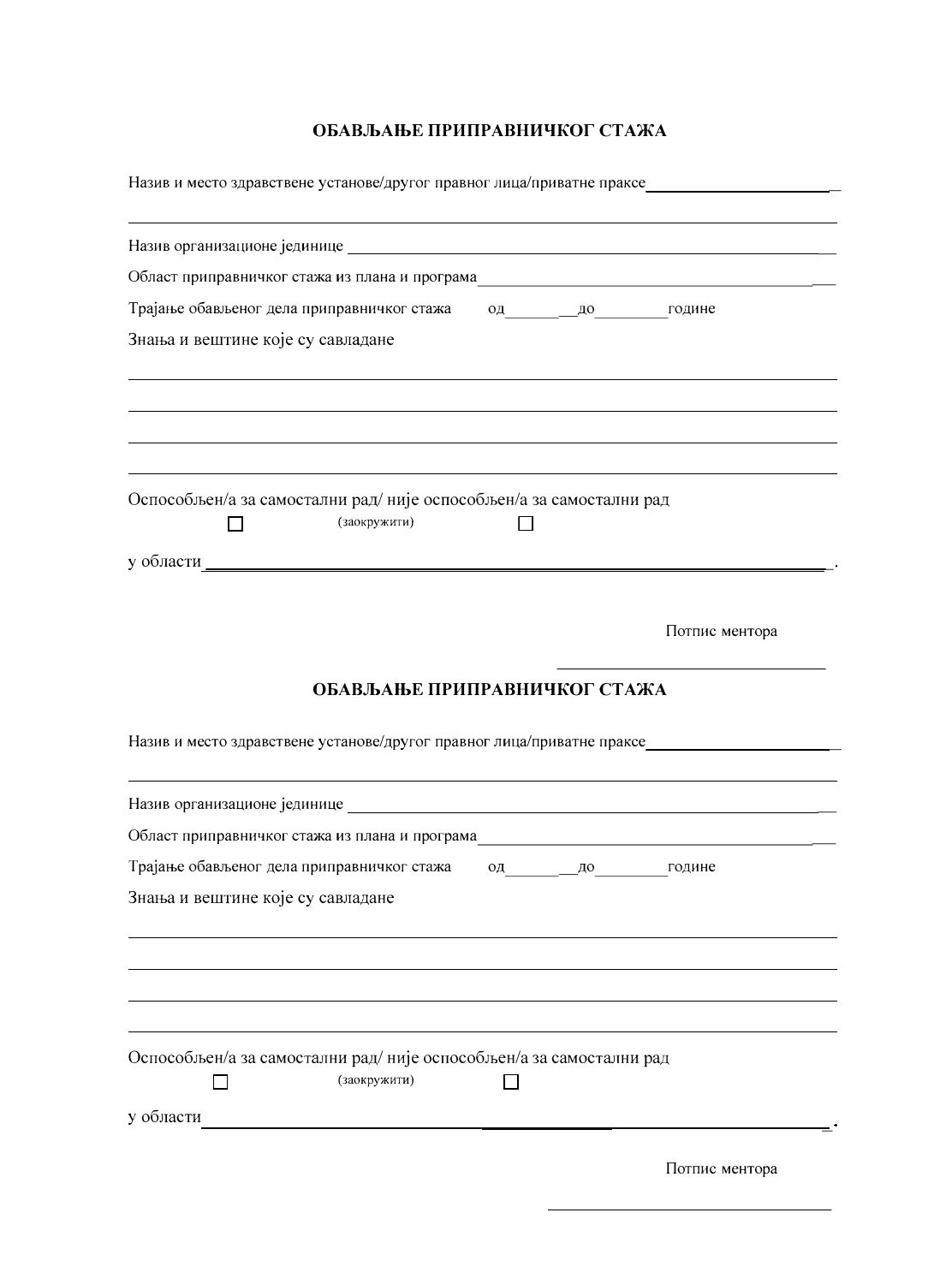## ОБАВЉАЊЕ ПРИПРАВНИЧКОГ СТАЖА

Назив и место здравствене установе/другог правног лица/приватне праксе______________________

______________________________________________________________________________

Назив организационе јединице ____________________________________________________

Област приправничког стажа из плана и програма_____________________________________

Трајање обављеног дела приправничког стажа од________до_________године

Знања и вештине које су савладане

______________________________________________________________________________

______________________________________________________________________________

______________________________________________________________________________

______________________________________________________________________________

Оспособљен/а за самостални рад/ није оспособљен/а за самостални рад

☐ (заокружити) ☐

у области_______________________________________________________________________.

Потпис ментора

______________________________

## ОБАВЉАЊЕ ПРИПРАВНИЧКОГ СТАЖА

Назив и место здравствене установе/другог правног лица/приватне праксе______________________

______________________________________________________________________________

Назив организационе јединице ____________________________________________________

Област приправничког стажа из плана и програма_____________________________________

Трајање обављеног дела приправничког стажа од________до_________године

Знања и вештине које су савладане

______________________________________________________________________________

______________________________________________________________________________

______________________________________________________________________________

______________________________________________________________________________

Оспособљен/а за самостални рад/ није оспособљен/а за самостални рад

☐ (заокружити) ☐

у области_______________________________________________________________________.

Потпис ментора

______________________________